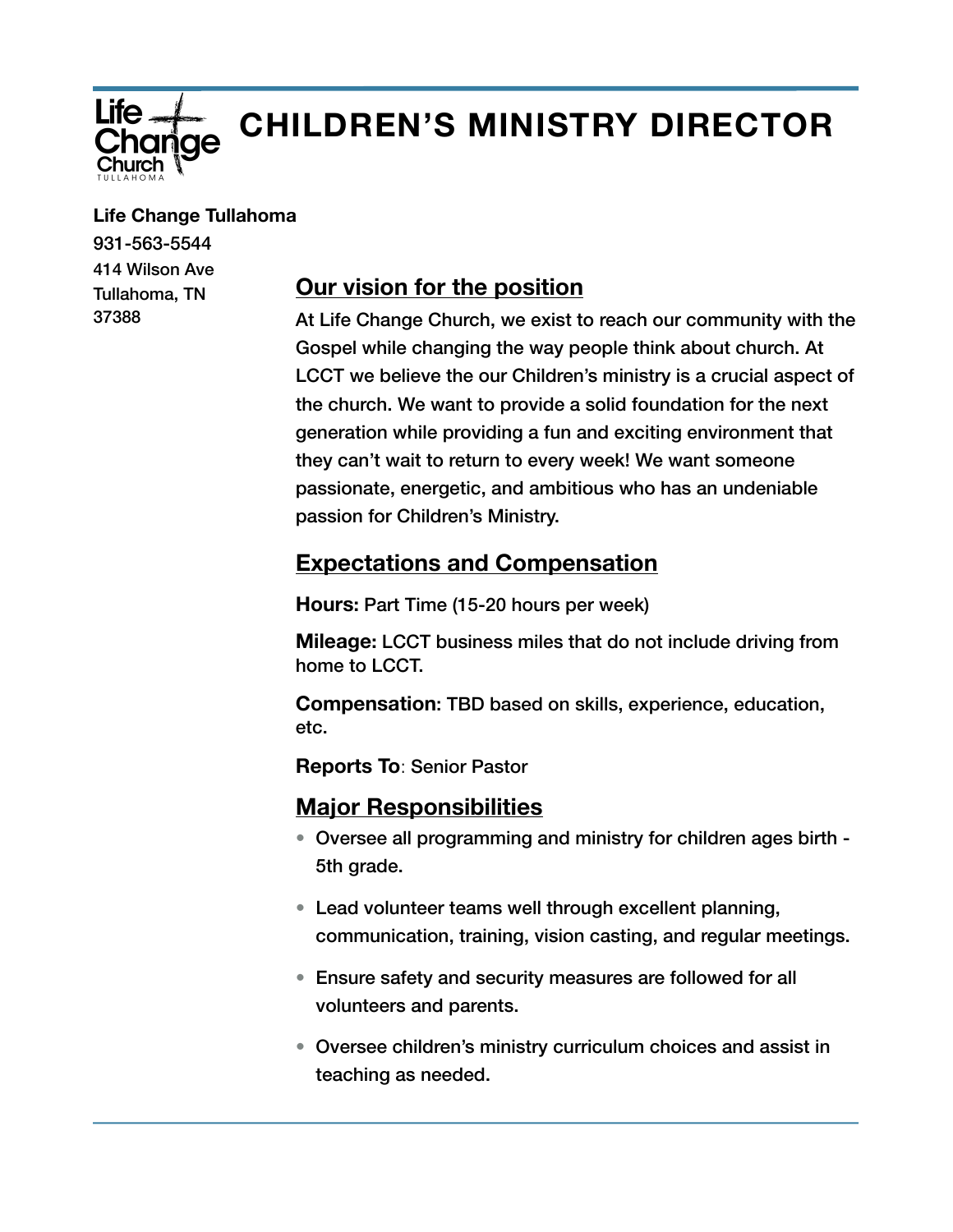# CHILDREN'S MINISTRY DIRECTOR

**Life Change Tullahoma**

931-563-5544
414 Wilson Ave
Tullahoma, TN
37388

## Our vision for the position

At Life Change Church, we exist to reach our community with the Gospel while changing the way people think about church. At LCCT we believe the our Children's ministry is a crucial aspect of the church. We want to provide a solid foundation for the next generation while providing a fun and exciting environment that they can't wait to return to every week! We want someone passionate, energetic, and ambitious who has an undeniable passion for Children's Ministry.

## Expectations and Compensation

**Hours:** Part Time (15-20 hours per week)

**Mileage:** LCCT business miles that do not include driving from home to LCCT.

**Compensation:** TBD based on skills, experience, education, etc.

**Reports To**: Senior Pastor

## Major Responsibilities

- Oversee all programming and ministry for children ages birth - 5th grade.
- Lead volunteer teams well through excellent planning, communication, training, vision casting, and regular meetings.
- Ensure safety and security measures are followed for all volunteers and parents.
- Oversee children's ministry curriculum choices and assist in teaching as needed.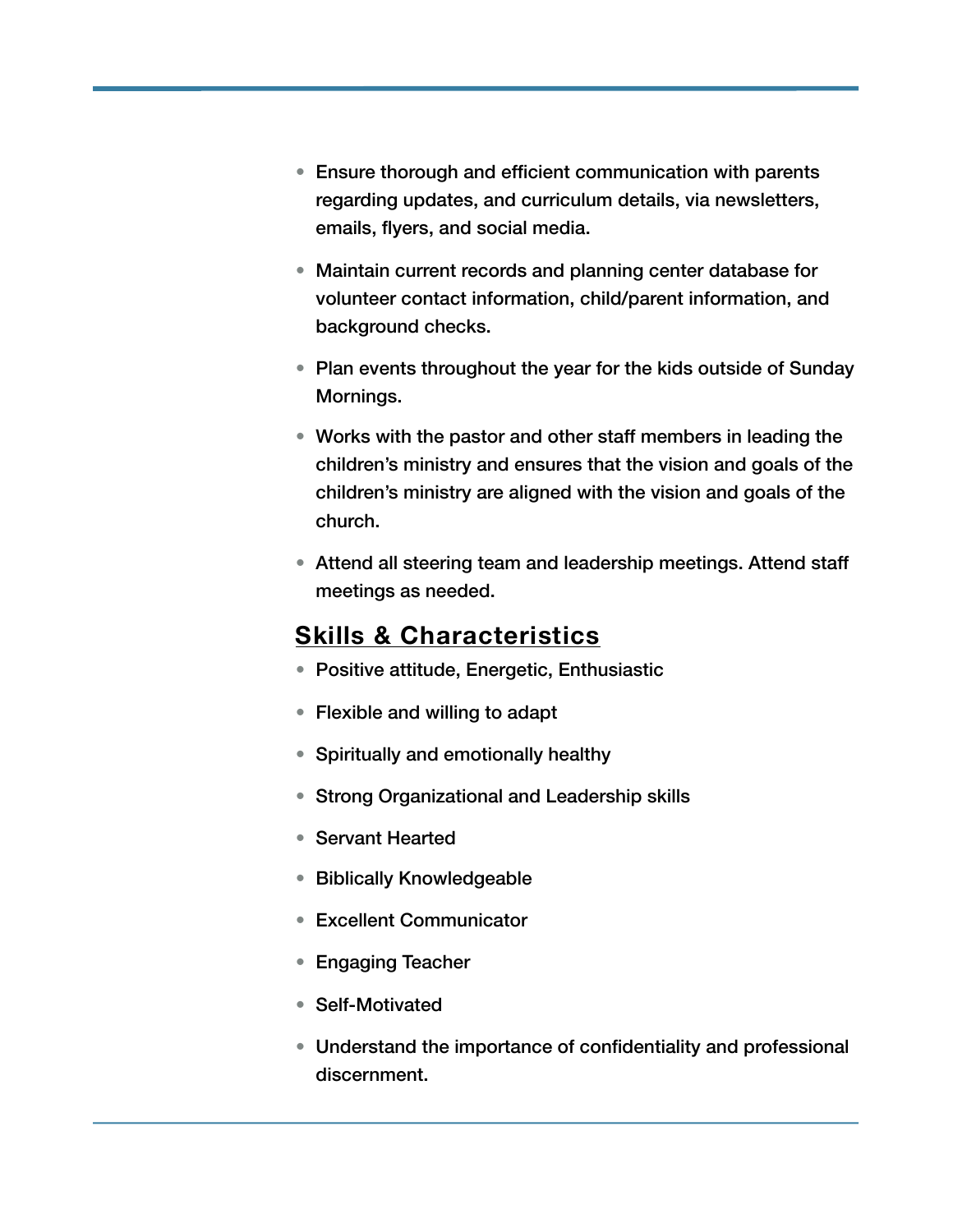- Ensure thorough and efficient communication with parents regarding updates, and curriculum details, via newsletters, emails, flyers, and social media.
- Maintain current records and planning center database for volunteer contact information, child/parent information, and background checks.
- Plan events throughout the year for the kids outside of Sunday Mornings.
- Works with the pastor and other staff members in leading the children's ministry and ensures that the vision and goals of the children's ministry are aligned with the vision and goals of the church.
- Attend all steering team and leadership meetings. Attend staff meetings as needed.

## Skills & Characteristics

- Positive attitude, Energetic, Enthusiastic
- Flexible and willing to adapt
- Spiritually and emotionally healthy
- Strong Organizational and Leadership skills
- Servant Hearted
- Biblically Knowledgeable
- Excellent Communicator
- Engaging Teacher
- Self-Motivated
- Understand the importance of confidentiality and professional discernment.